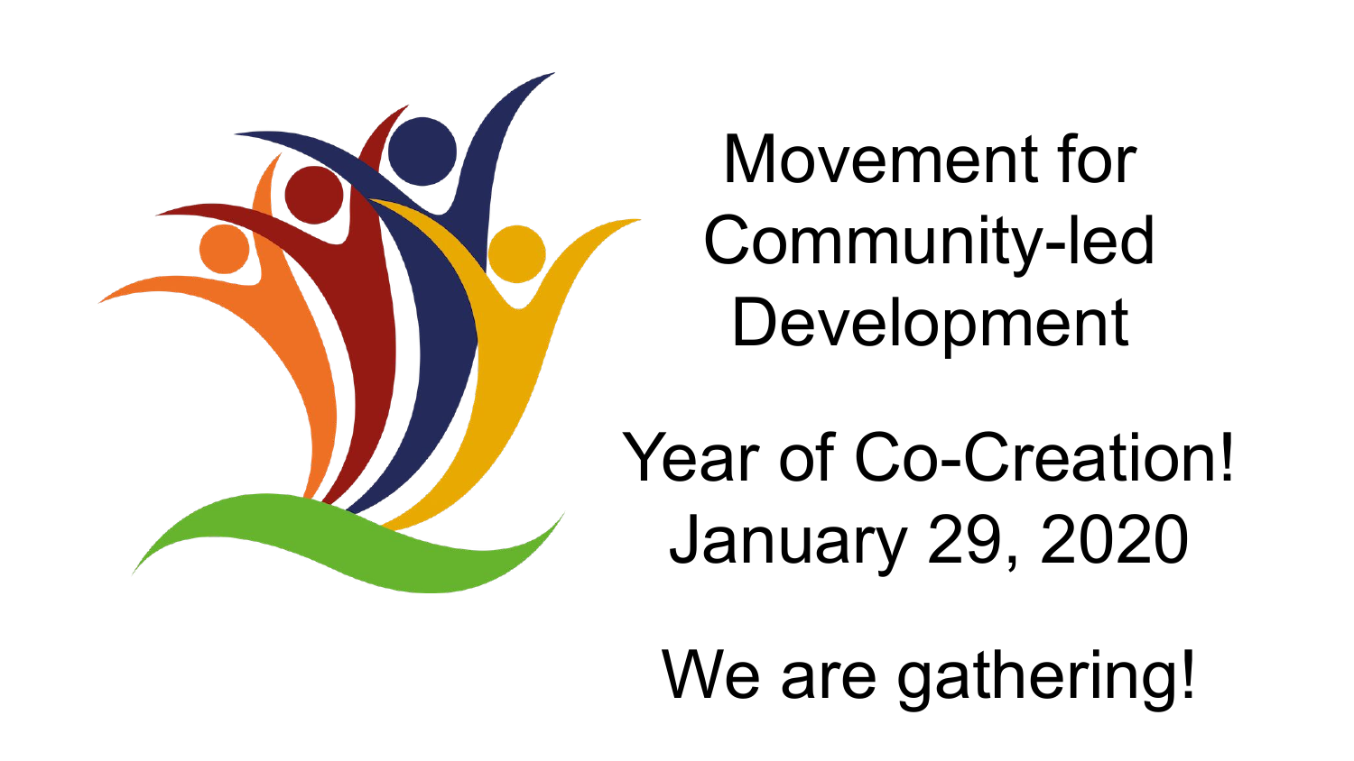# Movement for Community-led Development

## Year of Co-Creation!
## January 29, 2020

## We are gathering!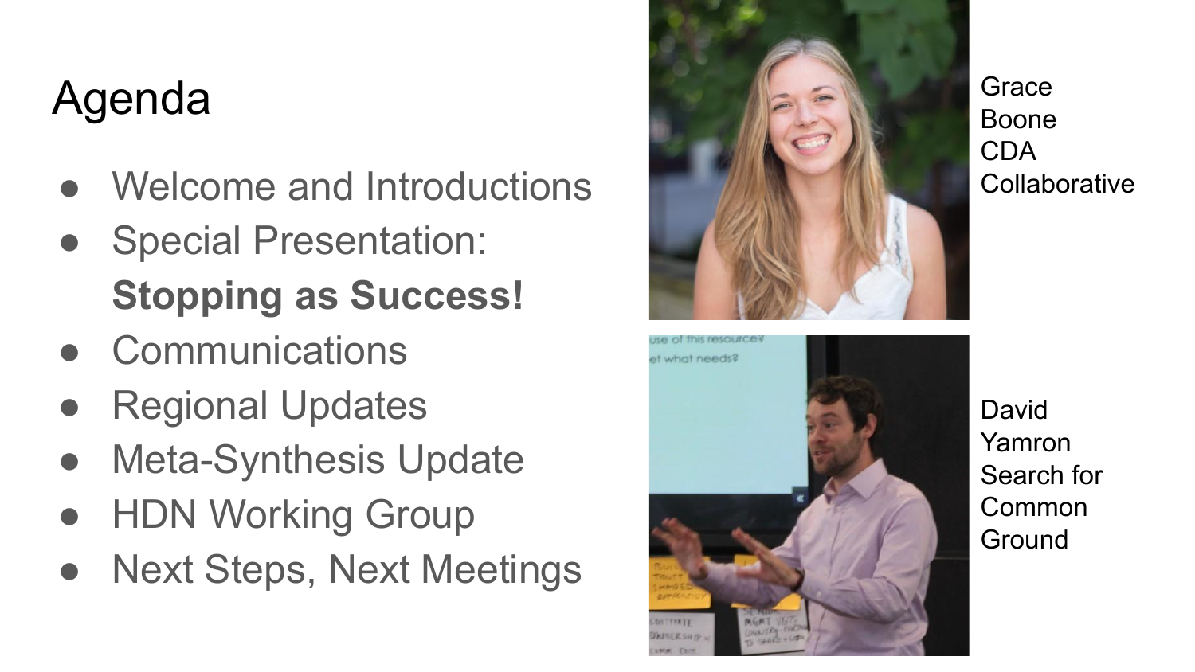# Agenda

- Welcome and Introductions
- Special Presentation: **Stopping as Success!**
- Communications
- Regional Updates
- Meta-Synthesis Update
- HDN Working Group
- Next Steps, Next Meetings

Grace Boone
CDA Collaborative

David Yamron
Search for Common Ground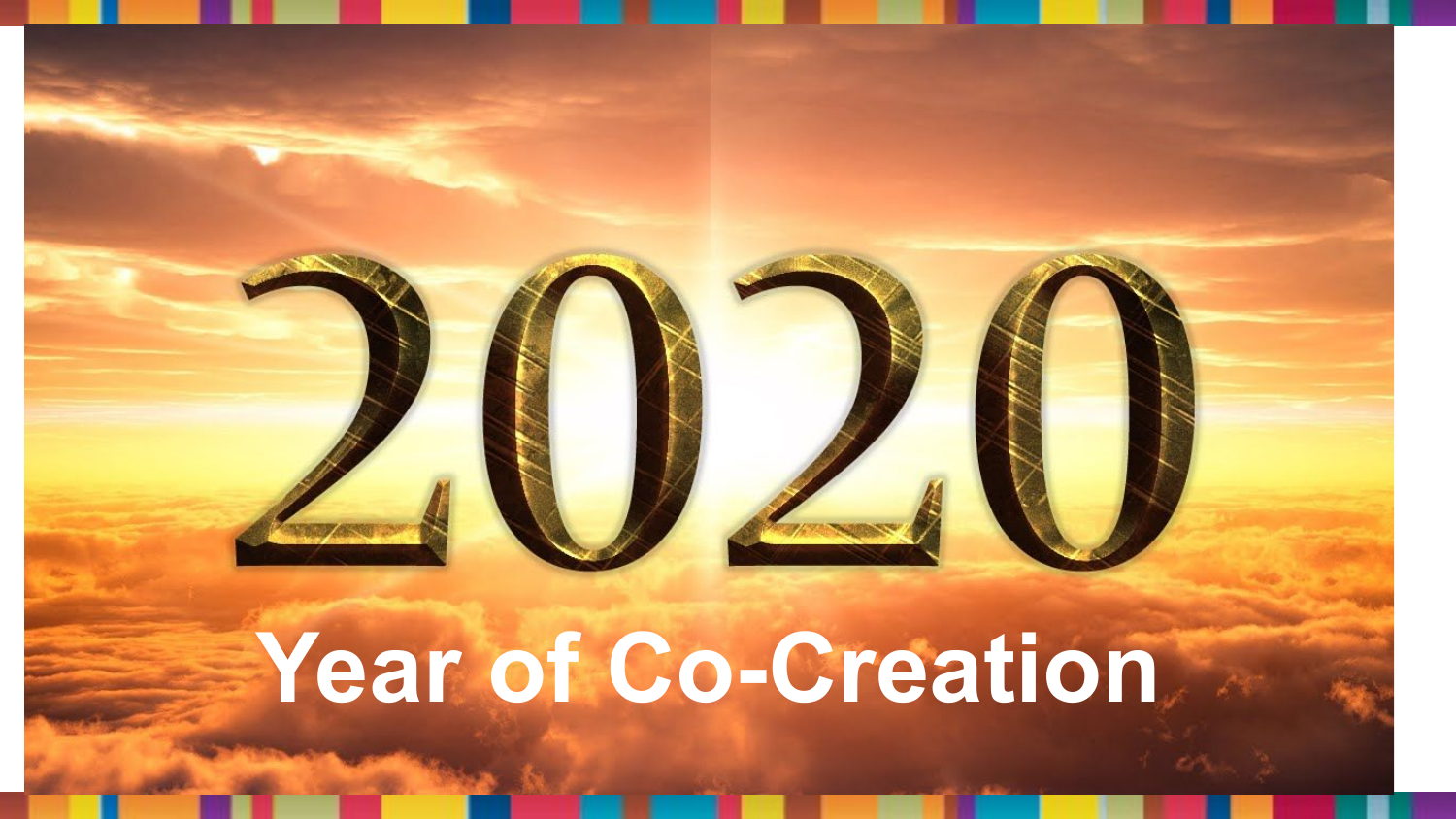# 2020

## Year of Co-Creation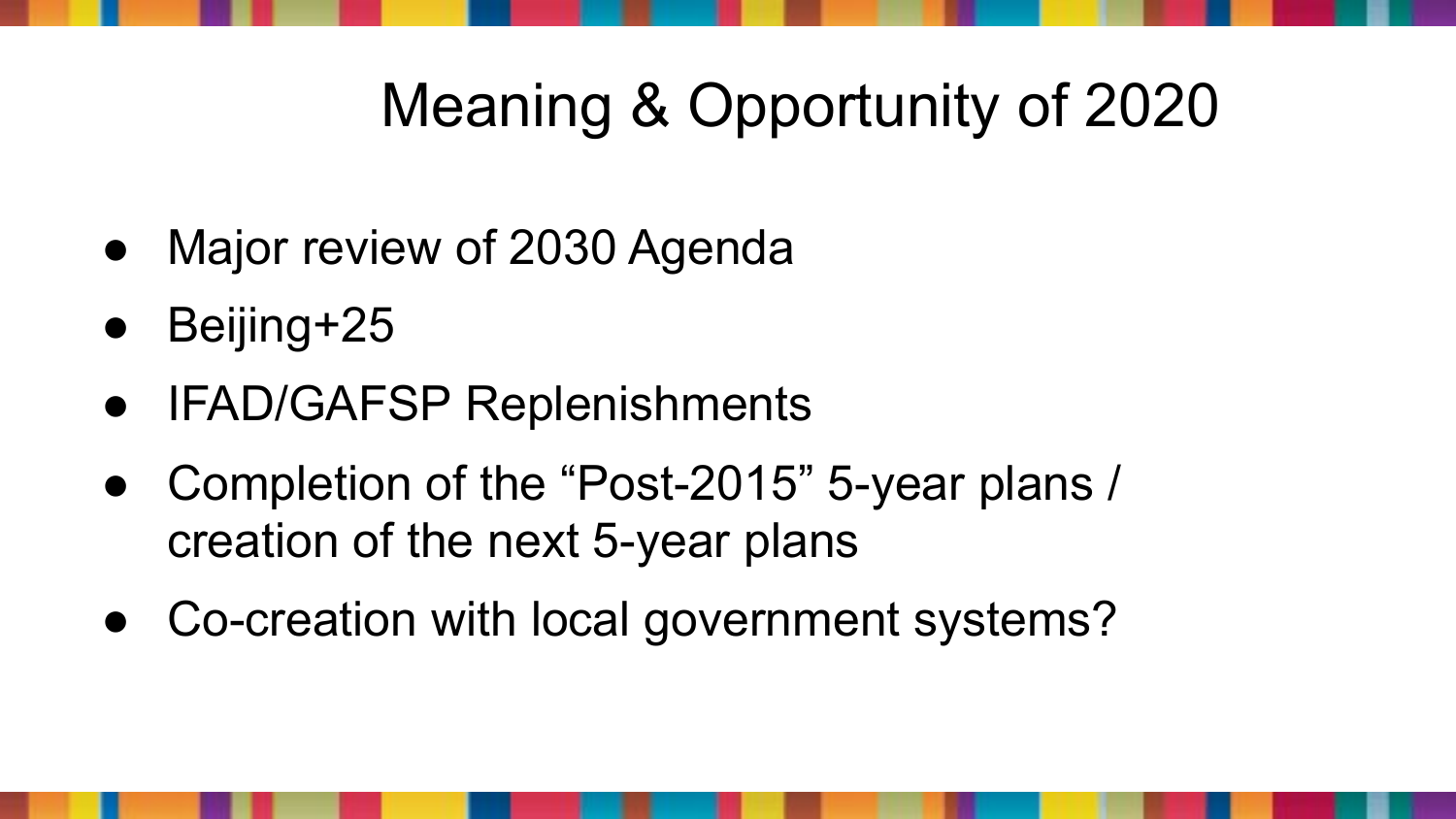# Meaning & Opportunity of 2020

- Major review of 2030 Agenda
- Beijing+25
- IFAD/GAFSP Replenishments
- Completion of the "Post-2015" 5-year plans / creation of the next 5-year plans
- Co-creation with local government systems?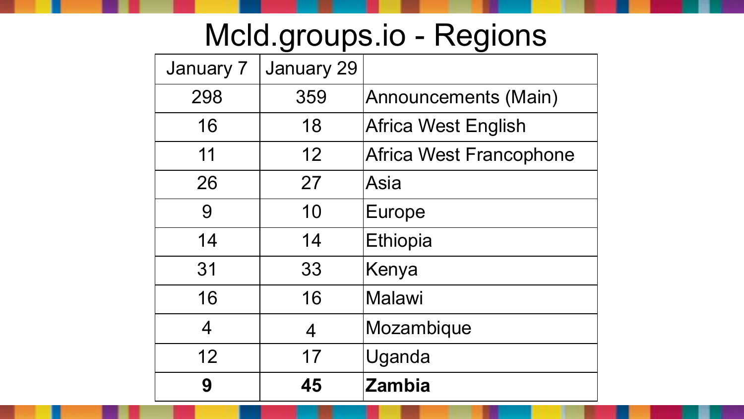# Mcld.groups.io - Regions

| January 7 | January 29 | |
|---|---|---|
| 298 | 359 | Announcements (Main) |
| 16 | 18 | Africa West English |
| 11 | 12 | Africa West Francophone |
| 26 | 27 | Asia |
| 9 | 10 | Europe |
| 14 | 14 | Ethiopia |
| 31 | 33 | Kenya |
| 16 | 16 | Malawi |
| 4 | 4 | Mozambique |
| 12 | 17 | Uganda |
| **9** | **45** | **Zambia** |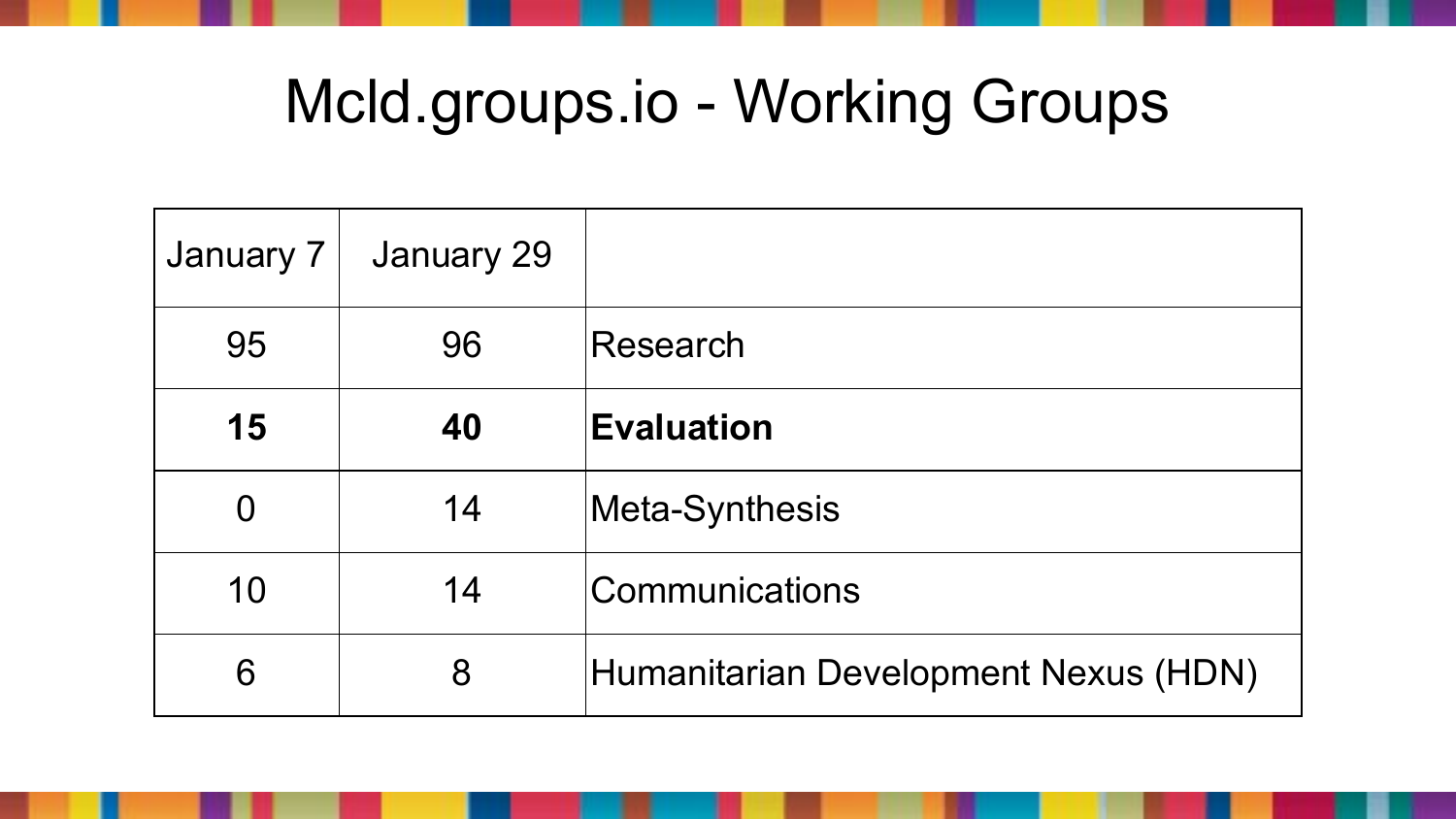# Mcld.groups.io - Working Groups

| January 7 | January 29 | |
|---|---|---|
| 95 | 96 | Research |
| **15** | **40** | **Evaluation** |
| 0 | 14 | Meta-Synthesis |
| 10 | 14 | Communications |
| 6 | 8 | Humanitarian Development Nexus (HDN) |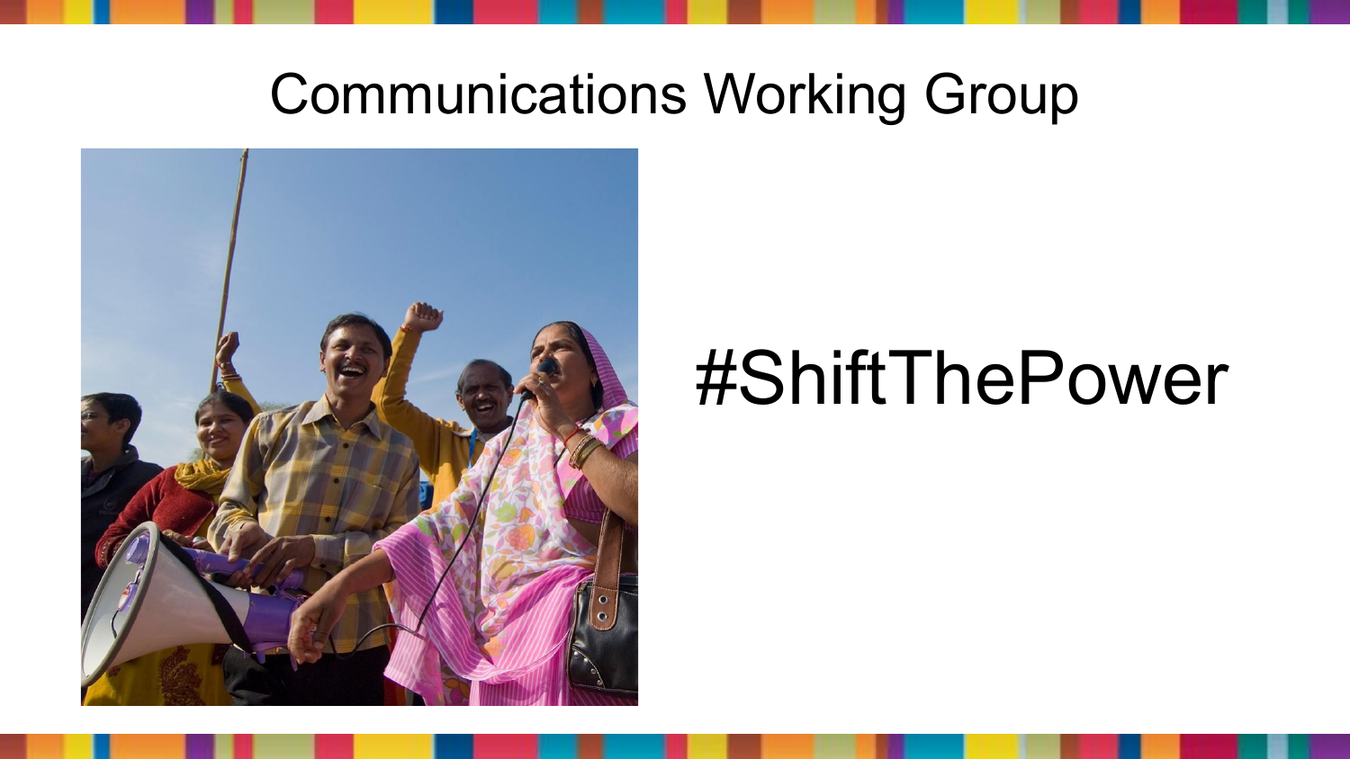# Communications Working Group

#ShiftThePower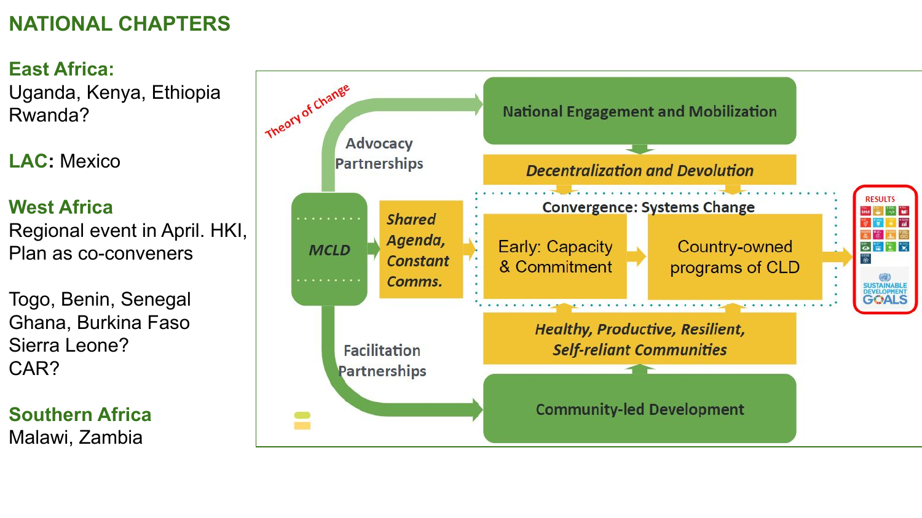# NATIONAL CHAPTERS

**East Africa:**
Uganda, Kenya, Ethiopia
Rwanda?

**LAC**: Mexico

**West Africa**
Regional event in April. HKI, Plan as co-conveners

Togo, Benin, Senegal
Ghana, Burkina Faso
Sierra Leone?
CAR?

**Southern Africa**
Malawi, Zambia

Theory of Change

- MCLD
- Advocacy Partnerships → National Engagement and Mobilization
- *Decentralization and Devolution*
- *Shared Agenda, Constant Comms.*
- Convergence: Systems Change
  - Early: Capacity & Commitment → Country-owned programs of CLD
- RESULTS: SUSTAINABLE DEVELOPMENT GOALS
- *Healthy, Productive, Resilient, Self-reliant Communities*
- Facilitation Partnerships → Community-led Development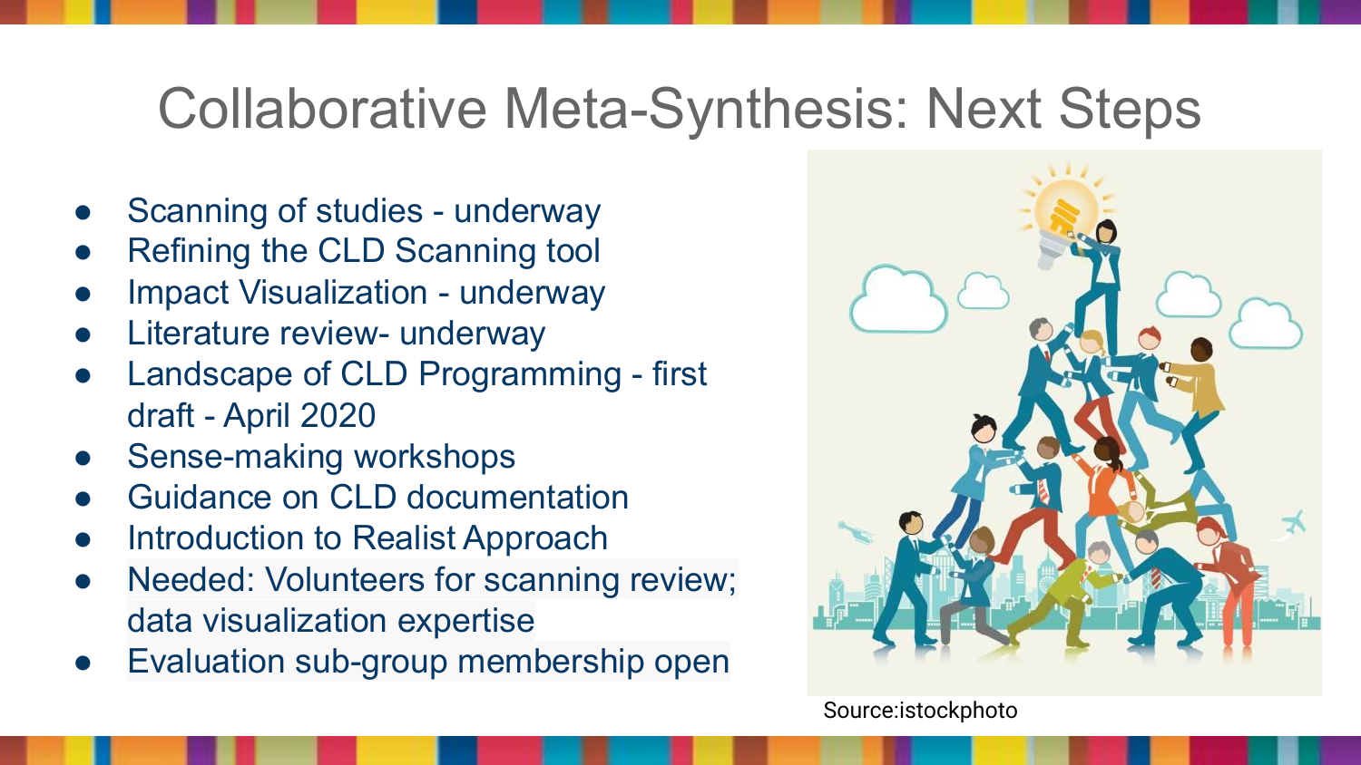# Collaborative Meta-Synthesis: Next Steps

- Scanning of studies - underway
- Refining the CLD Scanning tool
- Impact Visualization - underway
- Literature review- underway
- Landscape of CLD Programming - first draft - April 2020
- Sense-making workshops
- Guidance on CLD documentation
- Introduction to Realist Approach
- Needed: Volunteers for scanning review; data visualization expertise
- Evaluation sub-group membership open

Source:istockphoto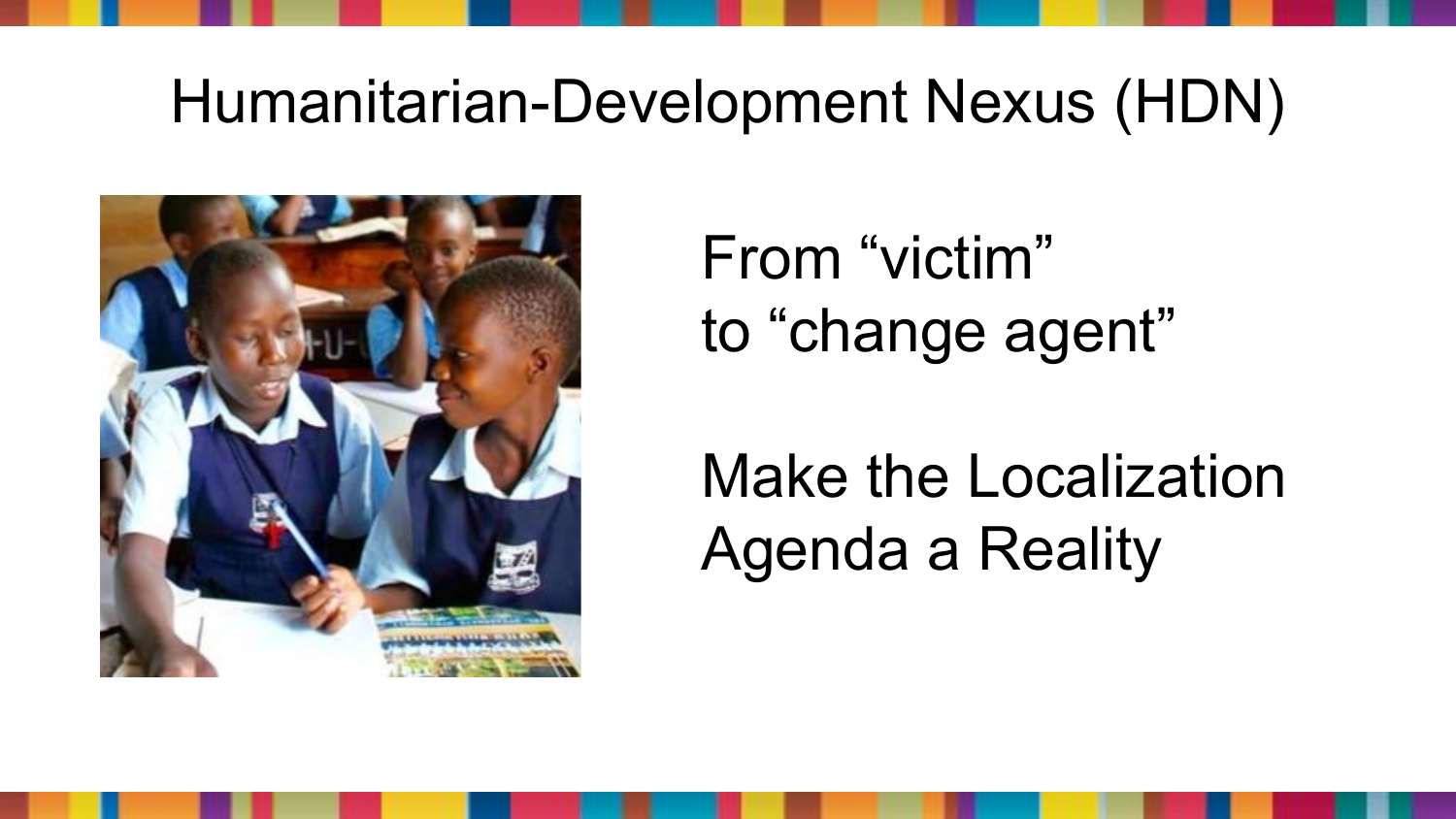# Humanitarian-Development Nexus (HDN)

From "victim"
to "change agent"

Make the Localization Agenda a Reality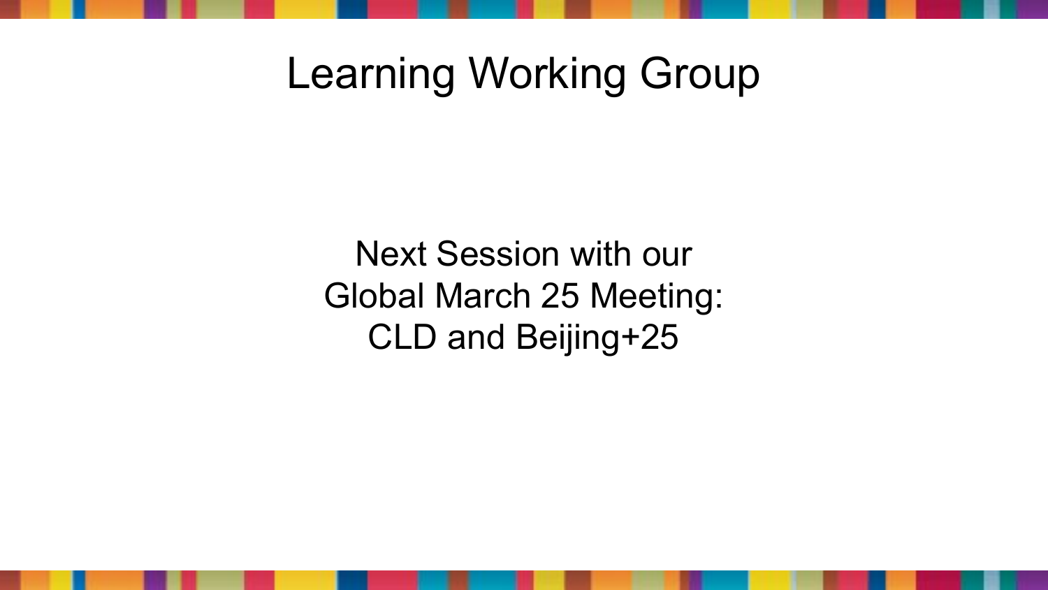# Learning Working Group

Next Session with our
Global March 25 Meeting:
CLD and Beijing+25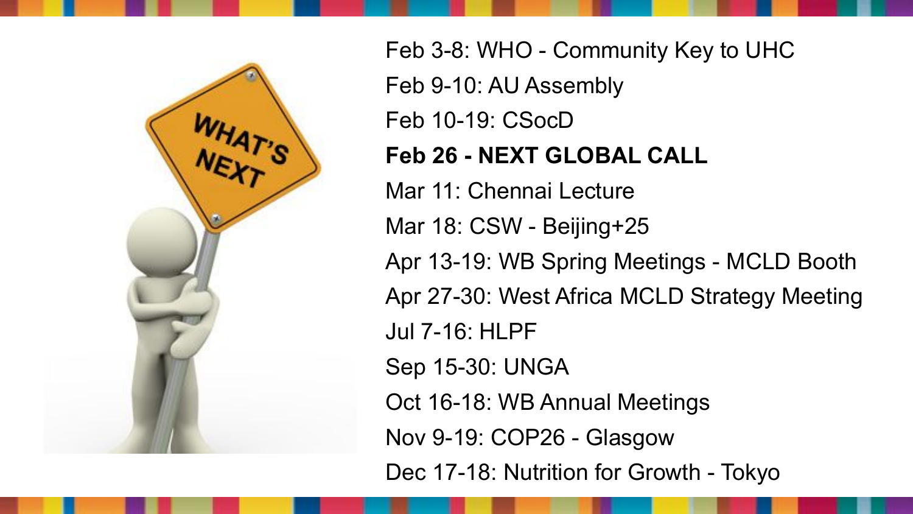Feb 3-8: WHO - Community Key to UHC

Feb 9-10: AU Assembly

Feb 10-19: CSocD

**Feb 26 - NEXT GLOBAL CALL**

Mar 11: Chennai Lecture

Mar 18: CSW - Beijing+25

Apr 13-19: WB Spring Meetings - MCLD Booth

Apr 27-30: West Africa MCLD Strategy Meeting

Jul 7-16: HLPF

Sep 15-30: UNGA

Oct 16-18: WB Annual Meetings

Nov 9-19: COP26 - Glasgow

Dec 17-18: Nutrition for Growth - Tokyo